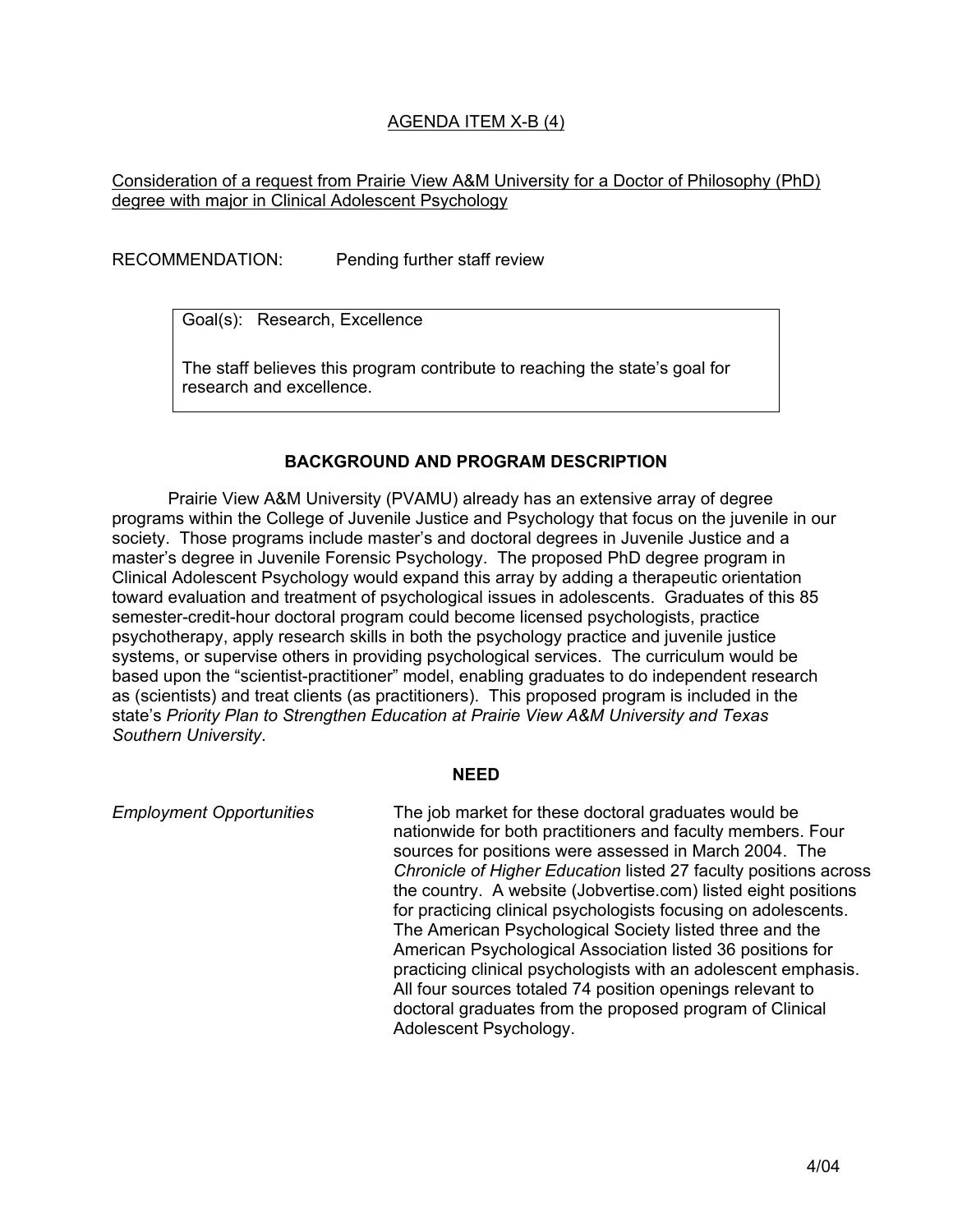AGENDA ITEM X-B (4)

Consideration of a request from Prairie View A&M University for a Doctor of Philosophy (PhD) degree with major in Clinical Adolescent Psychology

RECOMMENDATION: Pending further staff review

| Goal(s): Research, Excellence<br><br>The staff believes this program contribute to reaching the state's goal for research and excellence. |
|---|

## BACKGROUND AND PROGRAM DESCRIPTION

Prairie View A&M University (PVAMU) already has an extensive array of degree programs within the College of Juvenile Justice and Psychology that focus on the juvenile in our society. Those programs include master's and doctoral degrees in Juvenile Justice and a master's degree in Juvenile Forensic Psychology. The proposed PhD degree program in Clinical Adolescent Psychology would expand this array by adding a therapeutic orientation toward evaluation and treatment of psychological issues in adolescents. Graduates of this 85 semester-credit-hour doctoral program could become licensed psychologists, practice psychotherapy, apply research skills in both the psychology practice and juvenile justice systems, or supervise others in providing psychological services. The curriculum would be based upon the "scientist-practitioner" model, enabling graduates to do independent research as (scientists) and treat clients (as practitioners). This proposed program is included in the state's *Priority Plan to Strengthen Education at Prairie View A&M University and Texas Southern University*.

## NEED

*Employment Opportunities*

The job market for these doctoral graduates would be nationwide for both practitioners and faculty members. Four sources for positions were assessed in March 2004. The *Chronicle of Higher Education* listed 27 faculty positions across the country. A website (Jobvertise.com) listed eight positions for practicing clinical psychologists focusing on adolescents. The American Psychological Society listed three and the American Psychological Association listed 36 positions for practicing clinical psychologists with an adolescent emphasis. All four sources totaled 74 position openings relevant to doctoral graduates from the proposed program of Clinical Adolescent Psychology.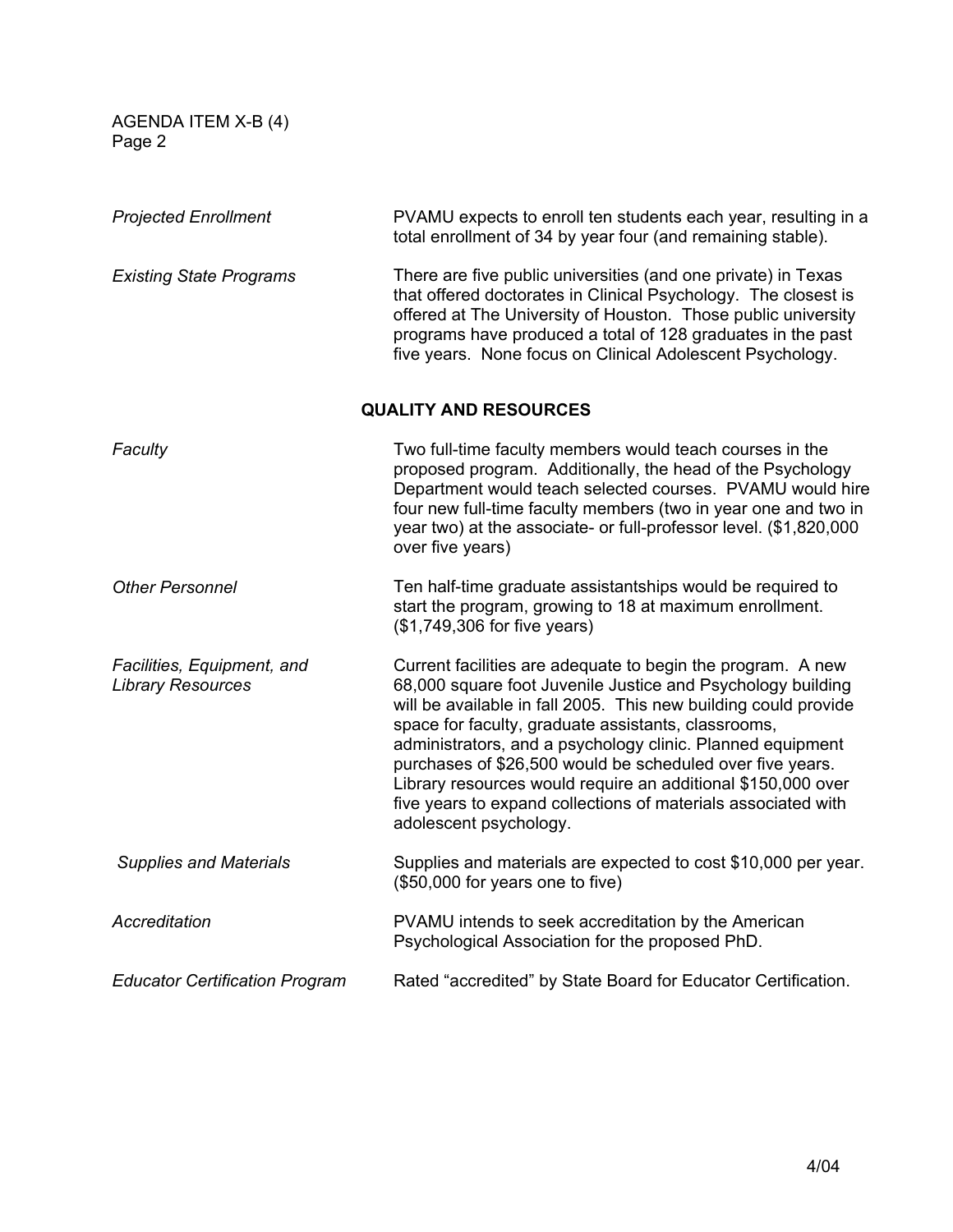| | |
|---|---|
| *Projected Enrollment* | PVAMU expects to enroll ten students each year, resulting in a total enrollment of 34 by year four (and remaining stable). |
| *Existing State Programs* | There are five public universities (and one private) in Texas that offered doctorates in Clinical Psychology. The closest is offered at The University of Houston. Those public university programs have produced a total of 128 graduates in the past five years. None focus on Clinical Adolescent Psychology. |

## QUALITY AND RESOURCES

| | |
|---|---|
| *Faculty* | Two full-time faculty members would teach courses in the proposed program. Additionally, the head of the Psychology Department would teach selected courses. PVAMU would hire four new full-time faculty members (two in year one and two in year two) at the associate- or full-professor level. ($1,820,000 over five years) |
| *Other Personnel* | Ten half-time graduate assistantships would be required to start the program, growing to 18 at maximum enrollment. ($1,749,306 for five years) |
| *Facilities, Equipment, and Library Resources* | Current facilities are adequate to begin the program. A new 68,000 square foot Juvenile Justice and Psychology building will be available in fall 2005. This new building could provide space for faculty, graduate assistants, classrooms, administrators, and a psychology clinic. Planned equipment purchases of $26,500 would be scheduled over five years. Library resources would require an additional $150,000 over five years to expand collections of materials associated with adolescent psychology. |
| *Supplies and Materials* | Supplies and materials are expected to cost $10,000 per year. ($50,000 for years one to five) |
| *Accreditation* | PVAMU intends to seek accreditation by the American Psychological Association for the proposed PhD. |
| *Educator Certification Program* | Rated "accredited" by State Board for Educator Certification. |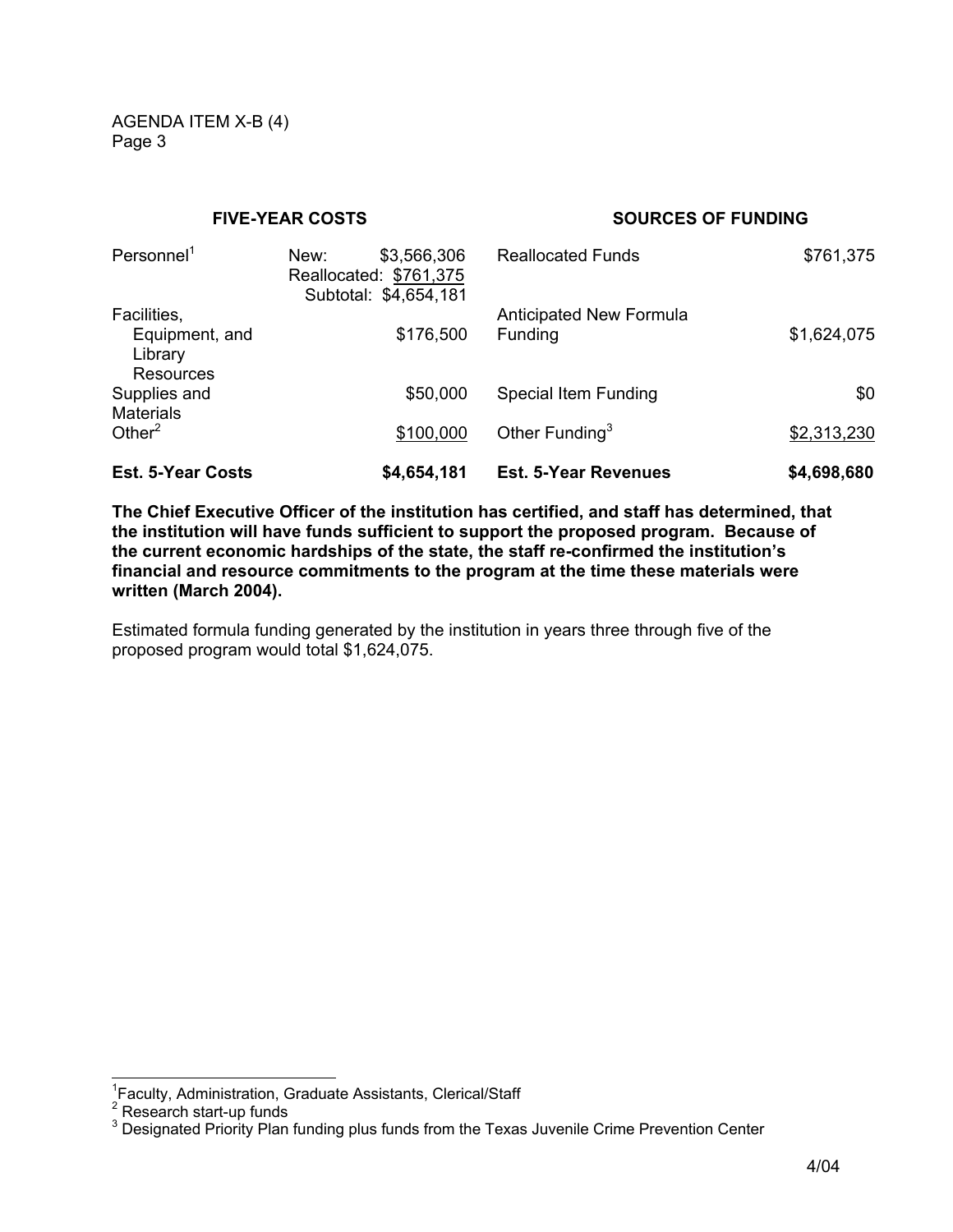AGENDA ITEM X-B (4)
Page 3

| FIVE-YEAR COSTS | | SOURCES OF FUNDING | |
|---|---|---|---|
| Personnel[1] | New: $3,566,306<br>Reallocated: $761,375<br>Subtotal: $4,654,181 | Reallocated Funds | $761,375 |
| Facilities, Equipment, and Library Resources | $176,500 | Anticipated New Formula Funding | $1,624,075 |
| Supplies and Materials | $50,000 | Special Item Funding | $0 |
| Other[2] | $100,000 | Other Funding[3] | $2,313,230 |
| **Est. 5-Year Costs** | **$4,654,181** | **Est. 5-Year Revenues** | **$4,698,680** |

**The Chief Executive Officer of the institution has certified, and staff has determined, that the institution will have funds sufficient to support the proposed program. Because of the current economic hardships of the state, the staff re-confirmed the institution's financial and resource commitments to the program at the time these materials were written (March 2004).**

Estimated formula funding generated by the institution in years three through five of the proposed program would total $1,624,075.

[1] Faculty, Administration, Graduate Assistants, Clerical/Staff
[2] Research start-up funds
[3] Designated Priority Plan funding plus funds from the Texas Juvenile Crime Prevention Center